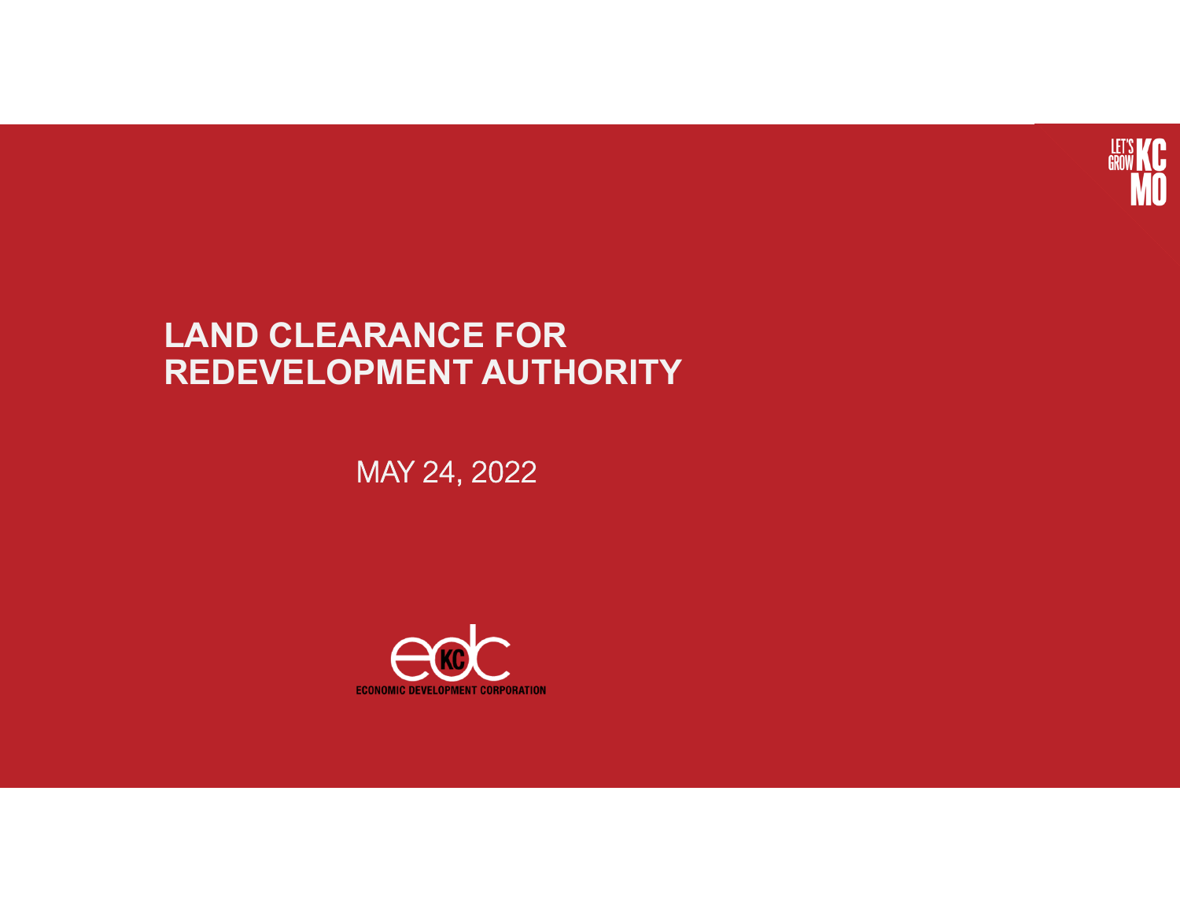# LAND CLEARANCE FOR REDEVELOPMENT AUTHORITY

MAY 24, 2022

ECONOMIC DEVELOPMENT CORPORATION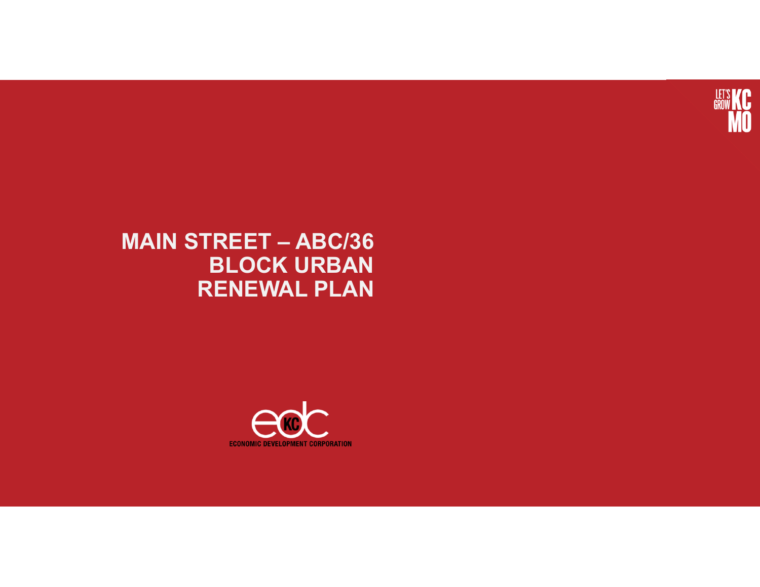# MAIN STREET – ABC/36 BLOCK URBAN RENEWAL PLAN

ECONOMIC DEVELOPMENT CORPORATION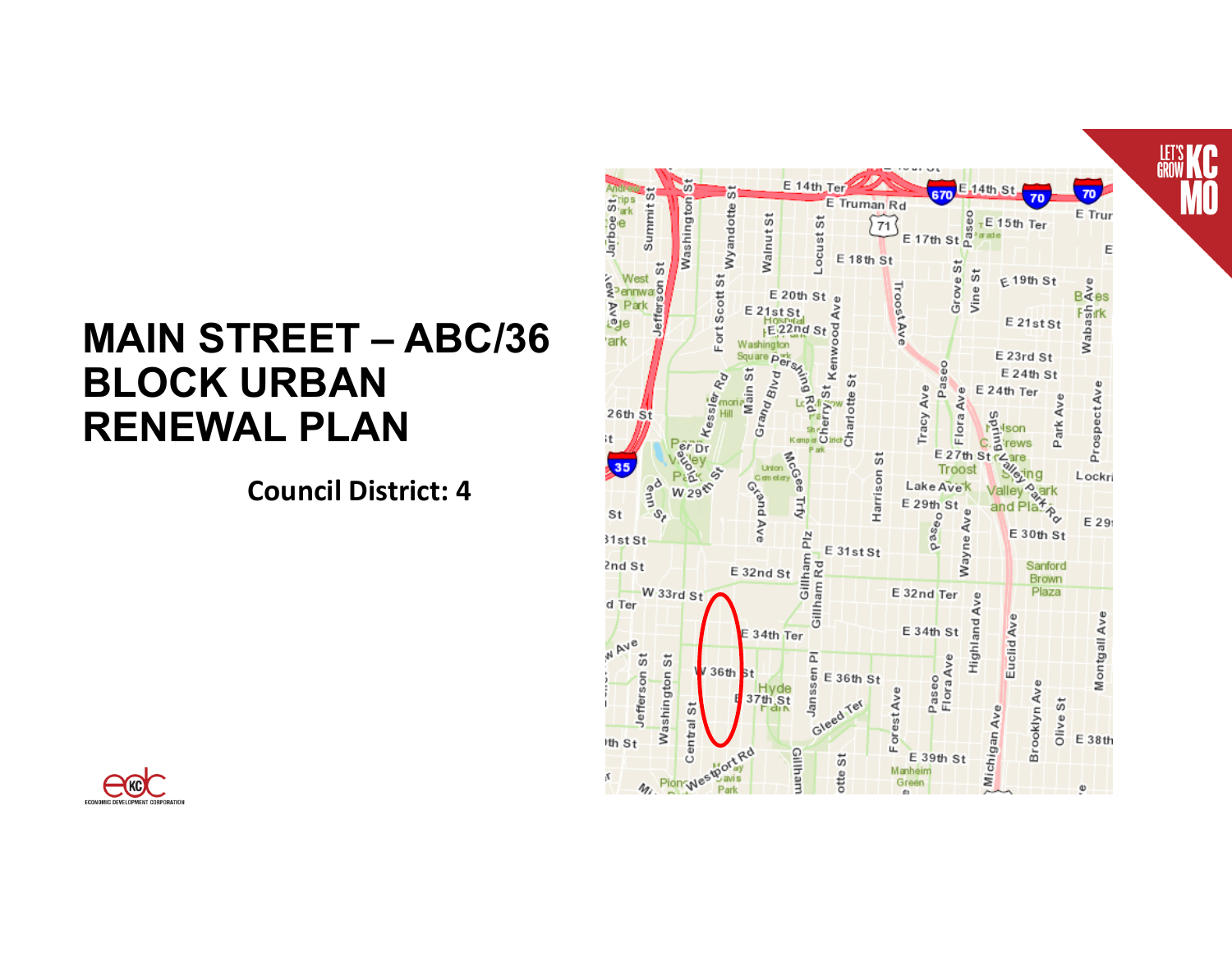# MAIN STREET – ABC/36 BLOCK URBAN RENEWAL PLAN

**Council District: 4**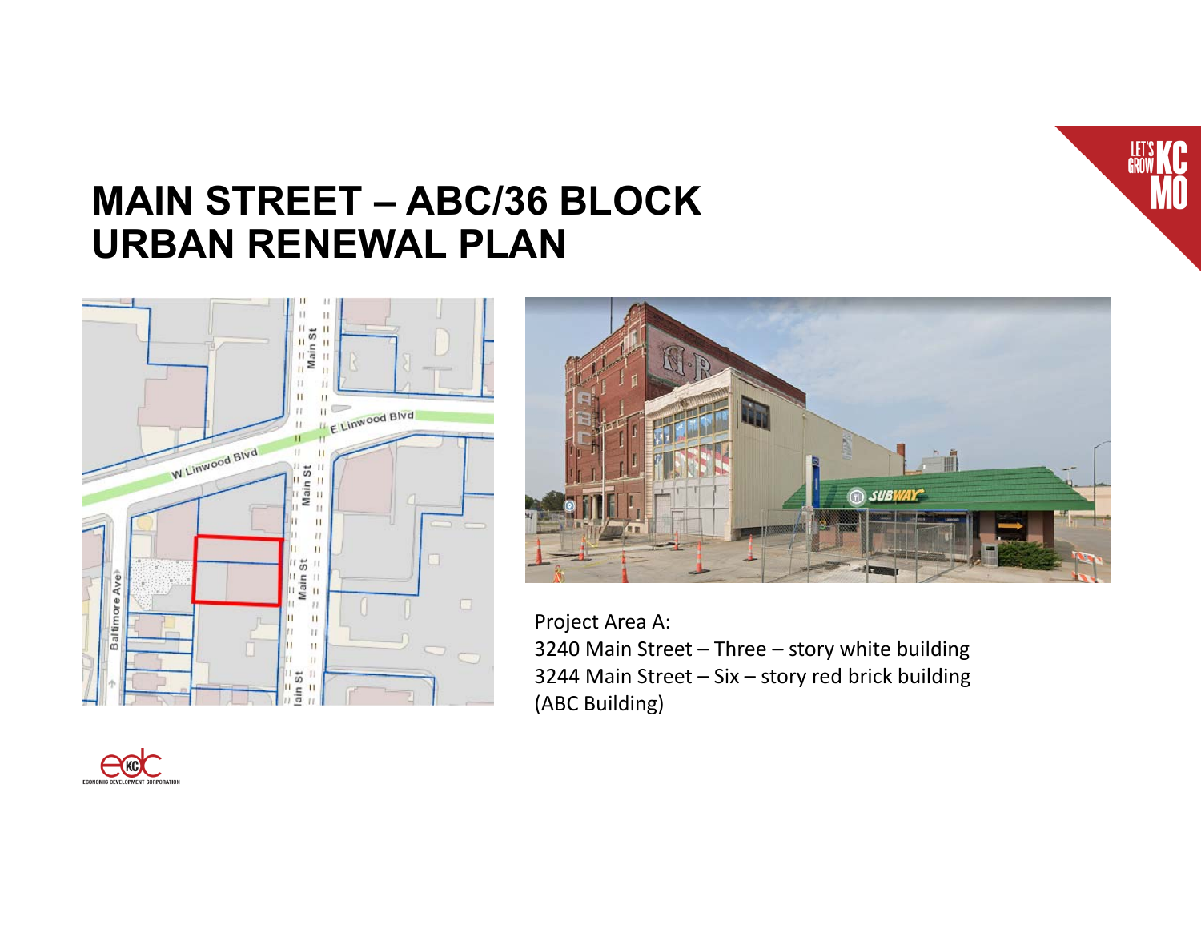# MAIN STREET – ABC/36 BLOCK URBAN RENEWAL PLAN

Project Area A:
3240 Main Street – Three – story white building
3244 Main Street – Six – story red brick building
(ABC Building)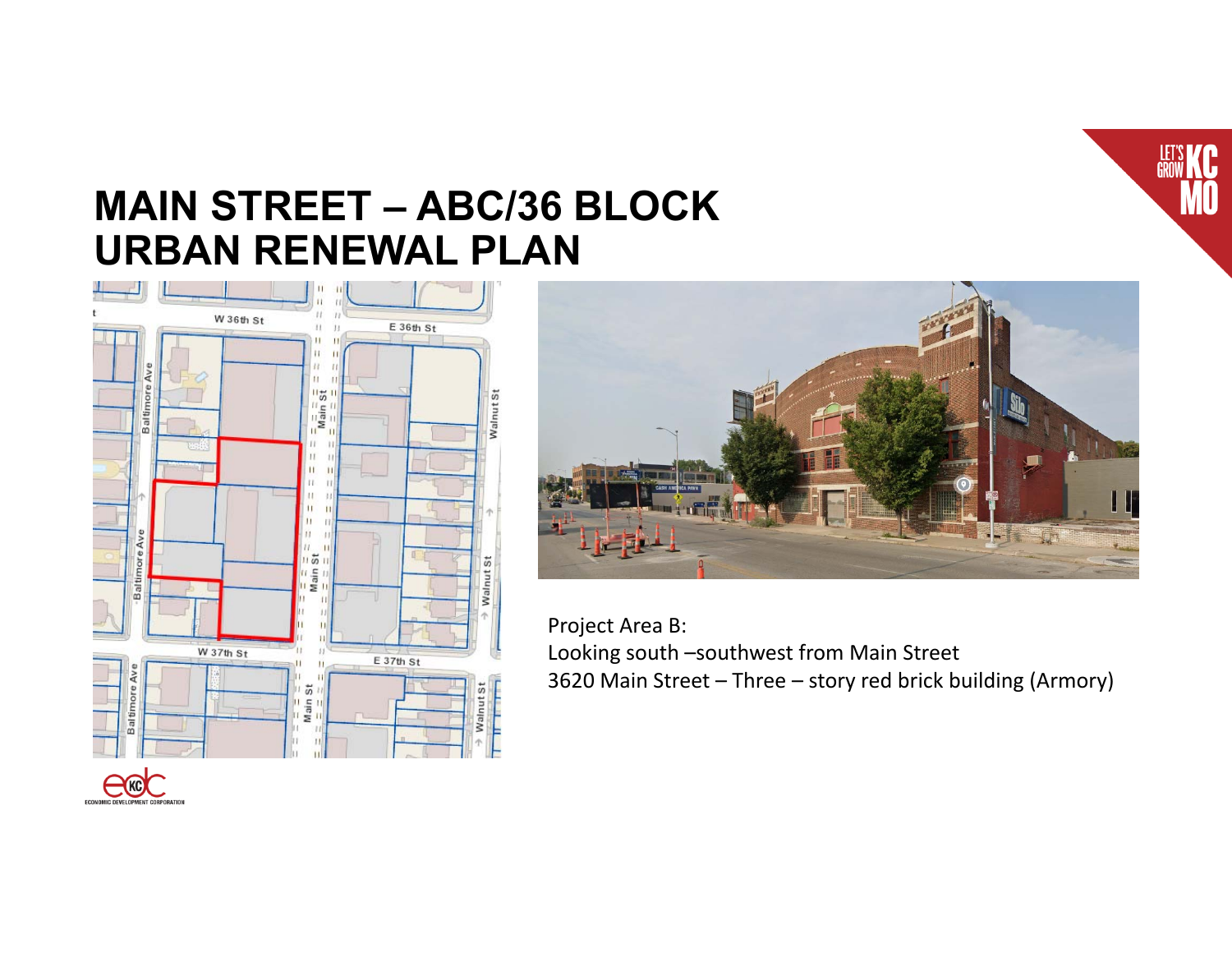# MAIN STREET – ABC/36 BLOCK URBAN RENEWAL PLAN

Project Area B:
Looking south –southwest from Main Street
3620 Main Street – Three – story red brick building (Armory)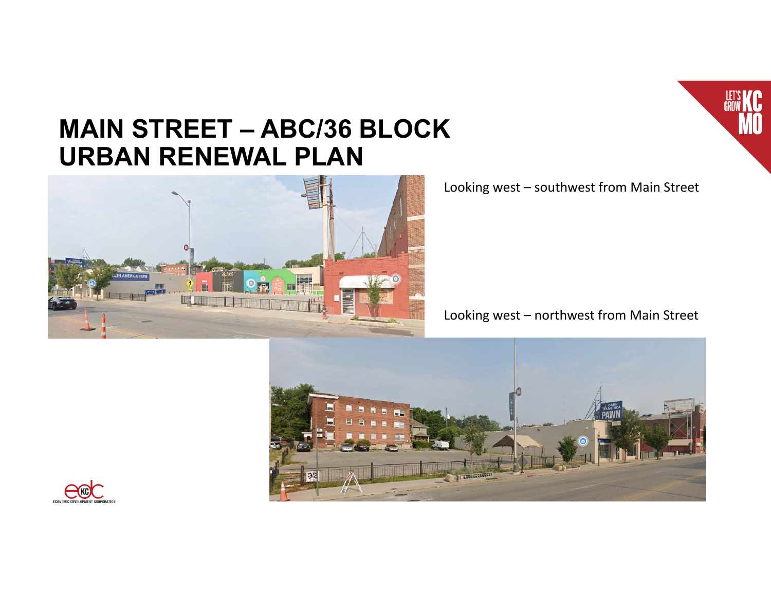# MAIN STREET – ABC/36 BLOCK URBAN RENEWAL PLAN

Looking west – southwest from Main Street

Looking west – northwest from Main Street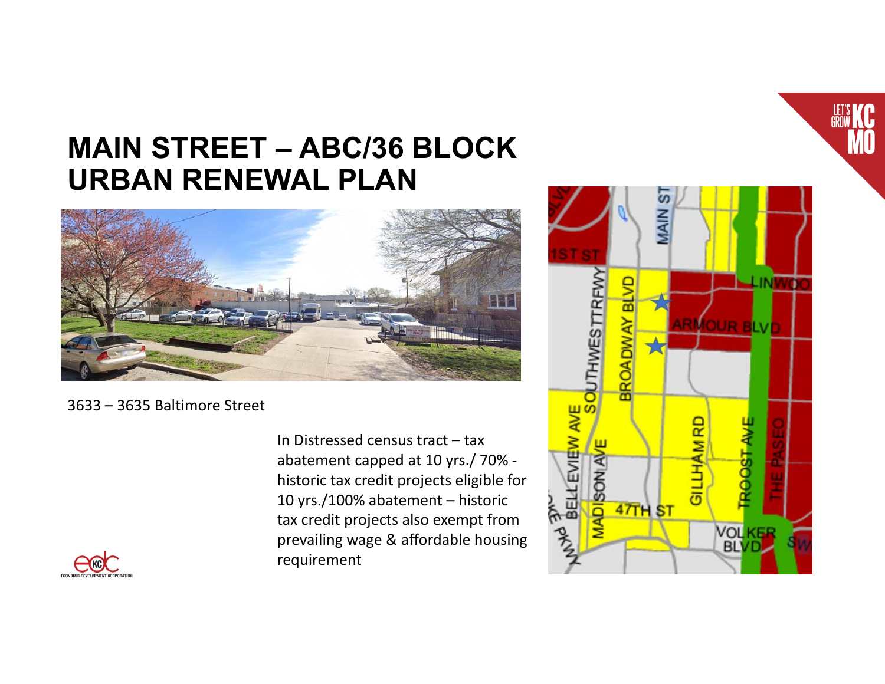# MAIN STREET – ABC/36 BLOCK URBAN RENEWAL PLAN

3633 – 3635 Baltimore Street

In Distressed census tract – tax abatement capped at 10 yrs./ 70% - historic tax credit projects eligible for 10 yrs./100% abatement – historic tax credit projects also exempt from prevailing wage & affordable housing requirement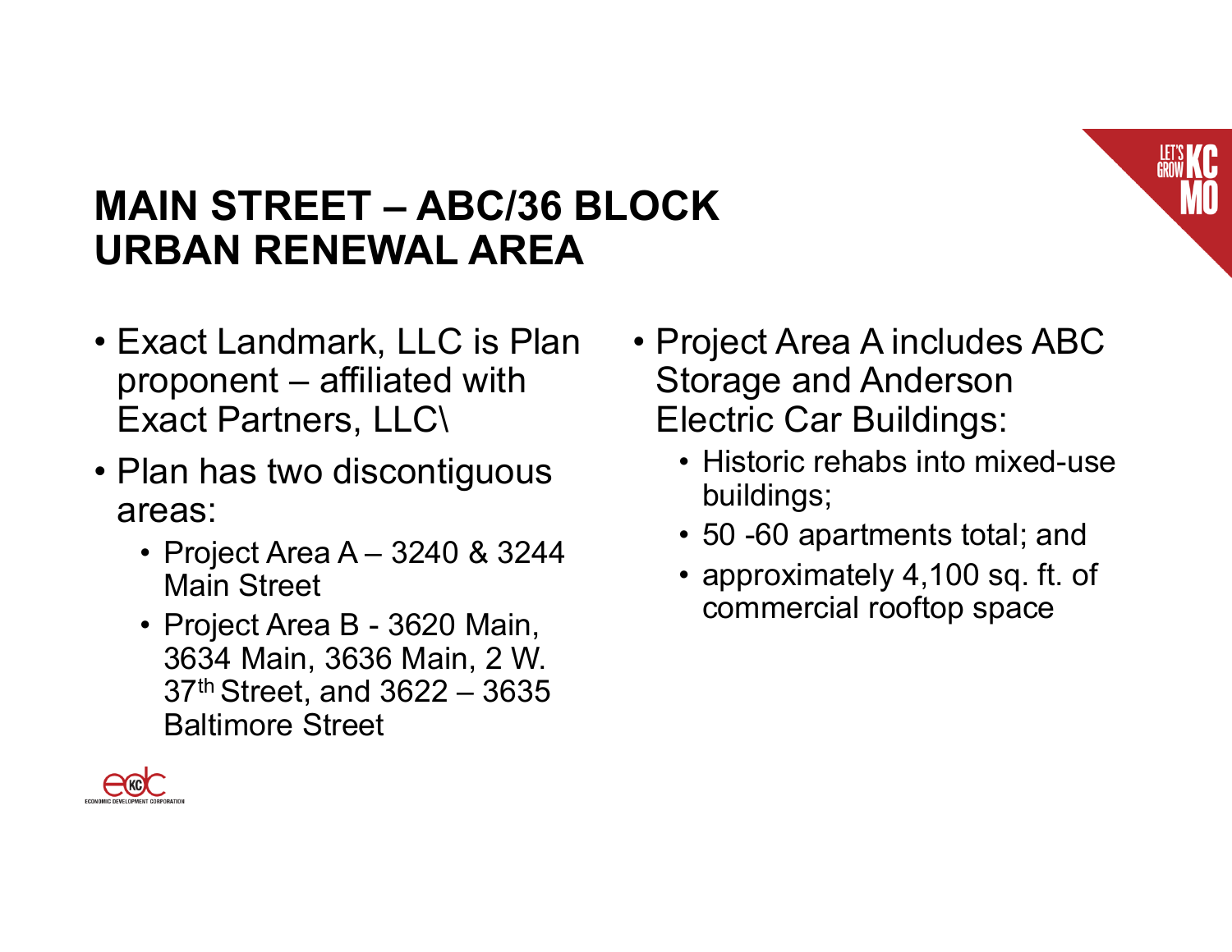# MAIN STREET – ABC/36 BLOCK URBAN RENEWAL AREA

- Exact Landmark, LLC is Plan proponent – affiliated with Exact Partners, LLC\
- Plan has two discontiguous areas:
  - Project Area A – 3240 & 3244 Main Street
  - Project Area B - 3620 Main, 3634 Main, 3636 Main, 2 W. 37th Street, and 3622 – 3635 Baltimore Street
- Project Area A includes ABC Storage and Anderson Electric Car Buildings:
  - Historic rehabs into mixed-use buildings;
  - 50 -60 apartments total; and
  - approximately 4,100 sq. ft. of commercial rooftop space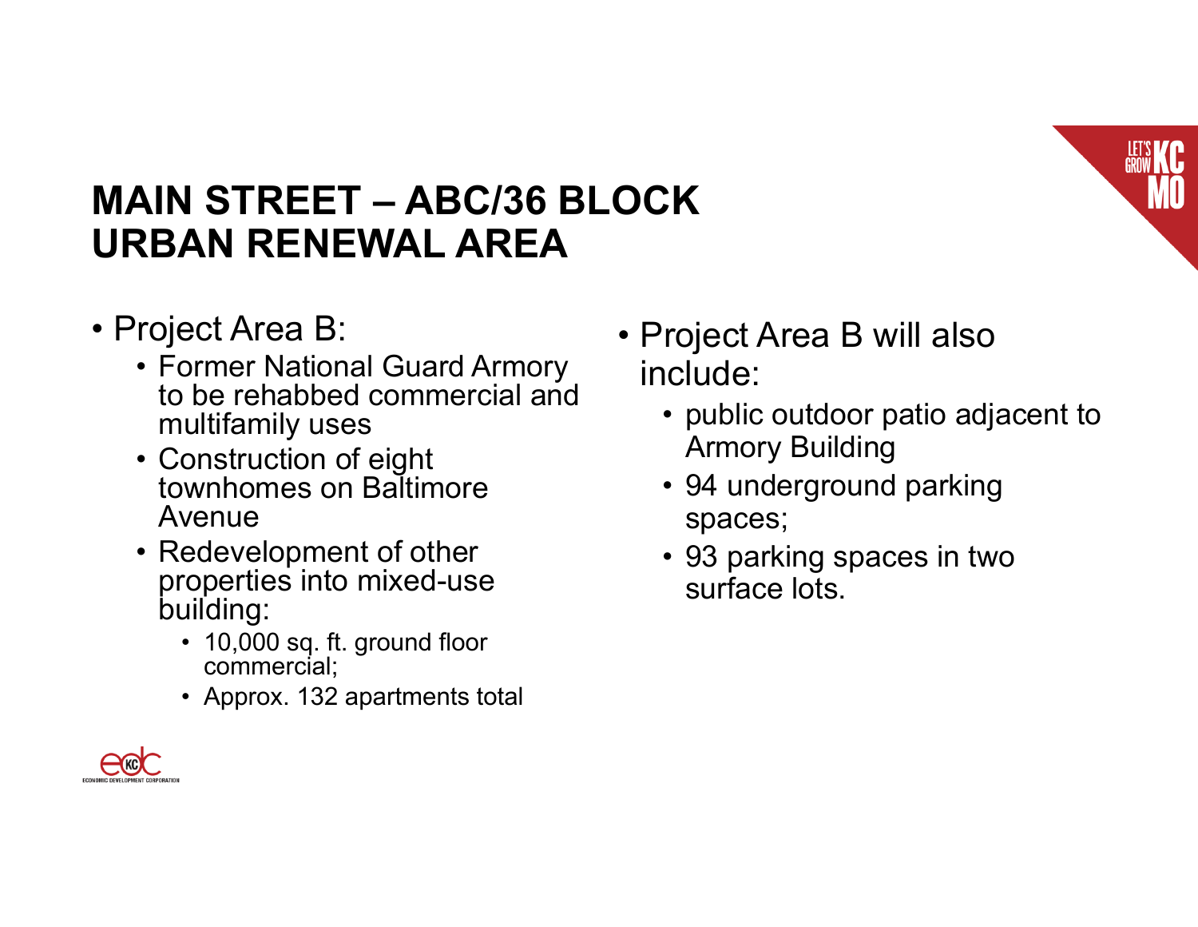# MAIN STREET – ABC/36 BLOCK URBAN RENEWAL AREA

- Project Area B:
  - Former National Guard Armory to be rehabbed commercial and multifamily uses
  - Construction of eight townhomes on Baltimore Avenue
  - Redevelopment of other properties into mixed-use building:
    - 10,000 sq. ft. ground floor commercial;
    - Approx. 132 apartments total

- Project Area B will also include:
  - public outdoor patio adjacent to Armory Building
  - 94 underground parking spaces;
  - 93 parking spaces in two surface lots.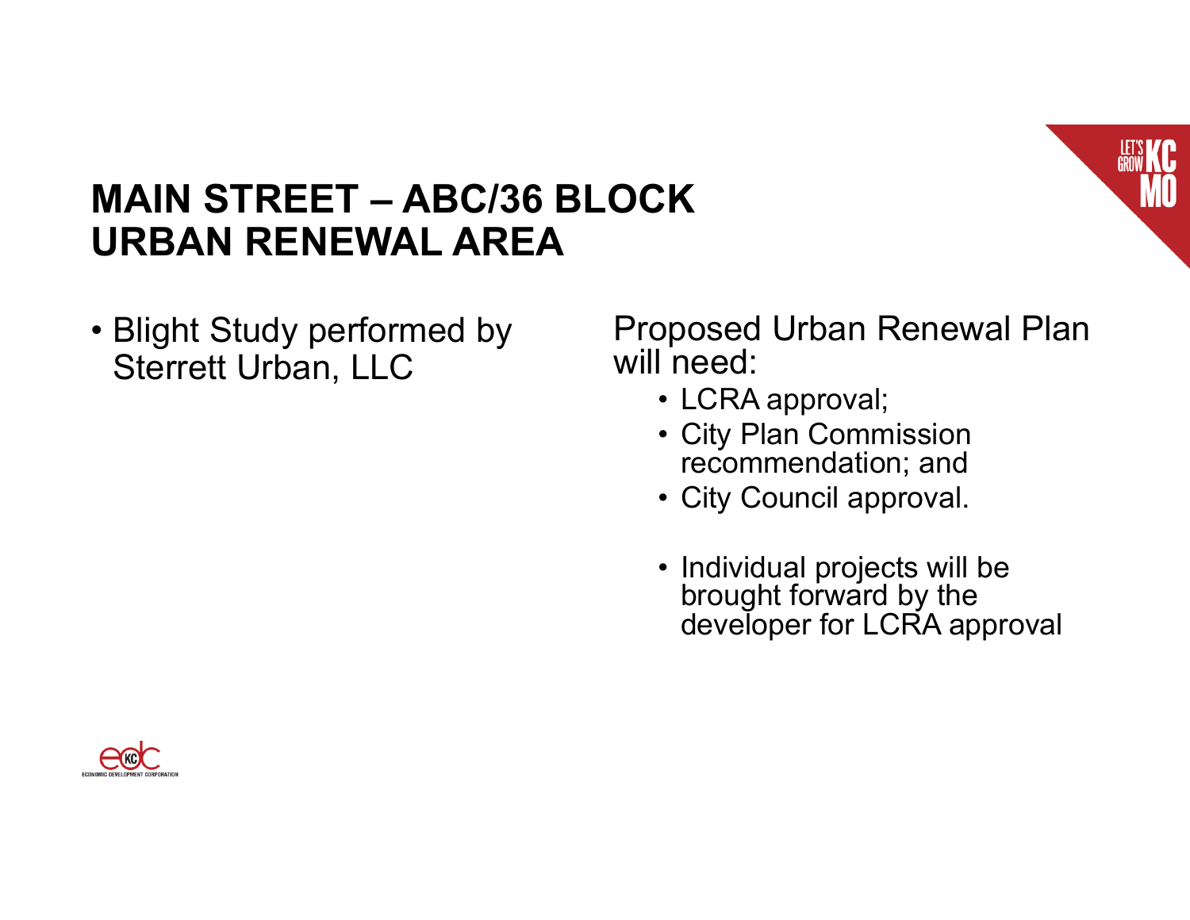# MAIN STREET – ABC/36 BLOCK URBAN RENEWAL AREA

- Blight Study performed by Sterrett Urban, LLC

Proposed Urban Renewal Plan will need:

- LCRA approval;
- City Plan Commission recommendation; and
- City Council approval.

- Individual projects will be brought forward by the developer for LCRA approval